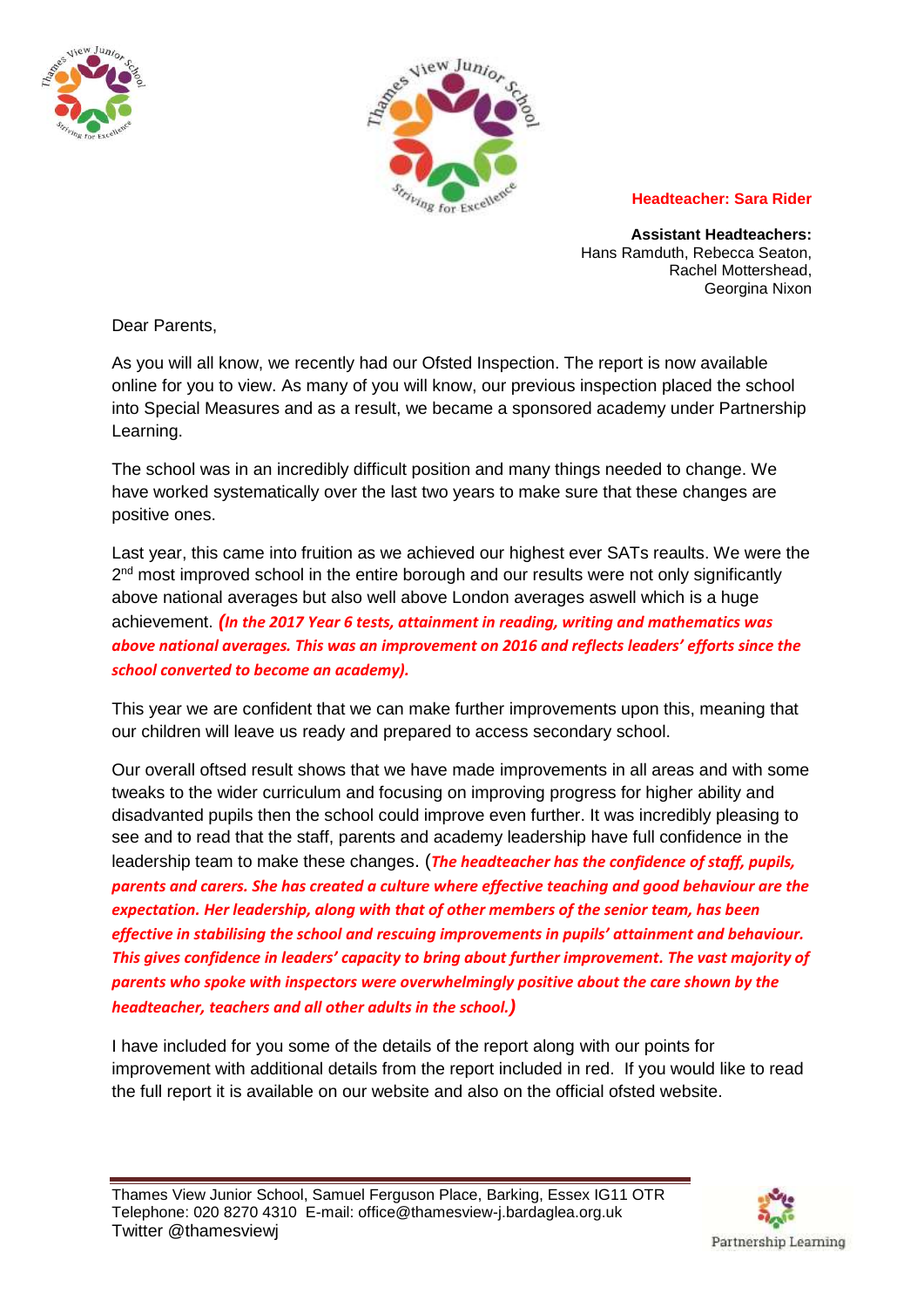**Headteacher: Sara Rider**

**Assistant Headteachers:**
Hans Ramduth, Rebecca Seaton,
Rachel Mottershead,
Georgina Nixon

Dear Parents,

As you will all know, we recently had our Ofsted Inspection. The report is now available online for you to view. As many of you will know, our previous inspection placed the school into Special Measures and as a result, we became a sponsored academy under Partnership Learning.

The school was in an incredibly difficult position and many things needed to change. We have worked systematically over the last two years to make sure that these changes are positive ones.

Last year, this came into fruition as we achieved our highest ever SATs reaults. We were the 2nd most improved school in the entire borough and our results were not only significantly above national averages but also well above London averages aswell which is a huge achievement. ***(In the 2017 Year 6 tests, attainment in reading, writing and mathematics was above national averages. This was an improvement on 2016 and reflects leaders' efforts since the school converted to become an academy).***

This year we are confident that we can make further improvements upon this, meaning that our children will leave us ready and prepared to access secondary school.

Our overall oftsed result shows that we have made improvements in all areas and with some tweaks to the wider curriculum and focusing on improving progress for higher ability and disadvanted pupils then the school could improve even further. It was incredibly pleasing to see and to read that the staff, parents and academy leadership have full confidence in the leadership team to make these changes. (***The headteacher has the confidence of staff, pupils, parents and carers. She has created a culture where effective teaching and good behaviour are the expectation. Her leadership, along with that of other members of the senior team, has been effective in stabilising the school and rescuing improvements in pupils' attainment and behaviour. This gives confidence in leaders' capacity to bring about further improvement. The vast majority of parents who spoke with inspectors were overwhelmingly positive about the care shown by the headteacher, teachers and all other adults in the school.***)

I have included for you some of the details of the report along with our points for improvement with additional details from the report included in red. If you would like to read the full report it is available on our website and also on the official ofsted website.

Thames View Junior School, Samuel Ferguson Place, Barking, Essex IG11 OTR
Telephone: 020 8270 4310 E-mail: office@thamesview-j.bardaglea.org.uk
Twitter @thamesviewj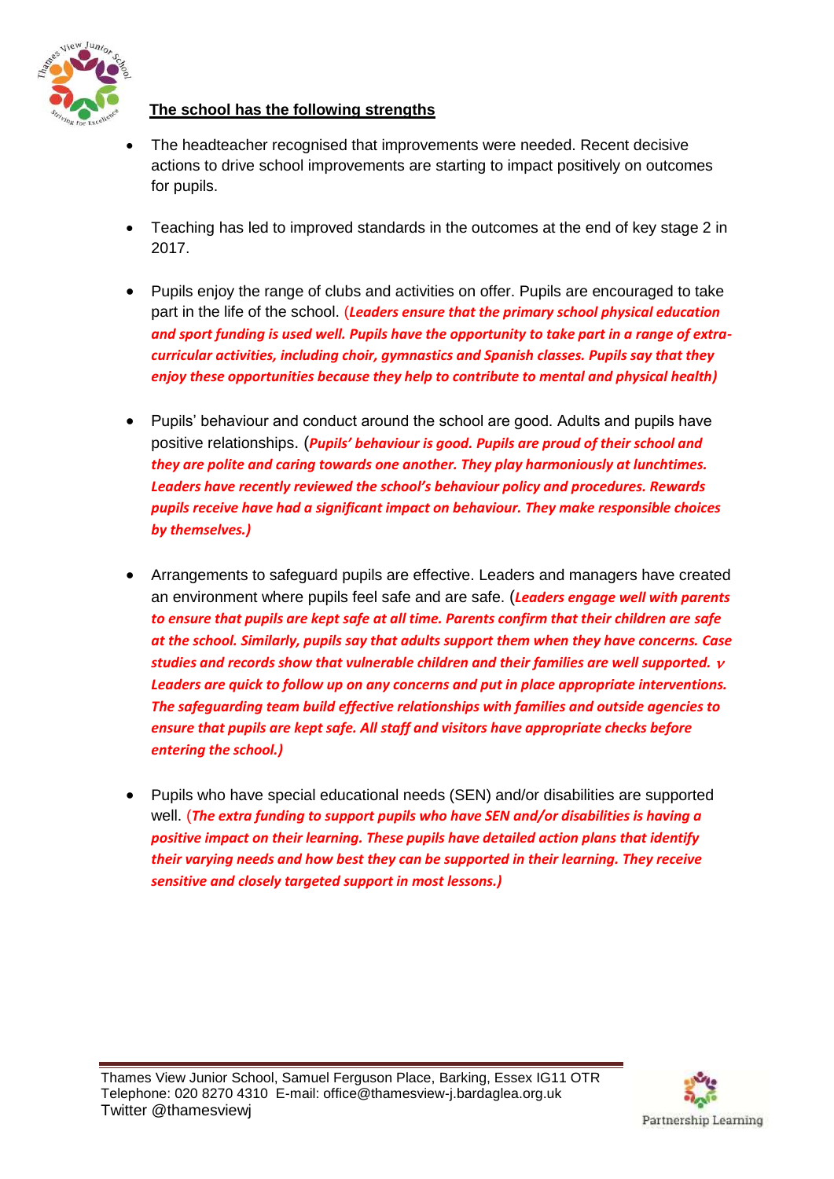**The school has the following strengths**

- The headteacher recognised that improvements were needed. Recent decisive actions to drive school improvements are starting to impact positively on outcomes for pupils.

- Teaching has led to improved standards in the outcomes at the end of key stage 2 in 2017.

- Pupils enjoy the range of clubs and activities on offer. Pupils are encouraged to take part in the life of the school. (***Leaders ensure that the primary school physical education and sport funding is used well. Pupils have the opportunity to take part in a range of extra-curricular activities, including choir, gymnastics and Spanish classes. Pupils say that they enjoy these opportunities because they help to contribute to mental and physical health)***

- Pupils' behaviour and conduct around the school are good. Adults and pupils have positive relationships. (***Pupils' behaviour is good. Pupils are proud of their school and they are polite and caring towards one another. They play harmoniously at lunchtimes. Leaders have recently reviewed the school's behaviour policy and procedures. Rewards pupils receive have had a significant impact on behaviour. They make responsible choices by themselves.)***

- Arrangements to safeguard pupils are effective. Leaders and managers have created an environment where pupils feel safe and are safe. (***Leaders engage well with parents to ensure that pupils are kept safe at all time. Parents confirm that their children are safe at the school. Similarly, pupils say that adults support them when they have concerns. Case studies and records show that vulnerable children and their families are well supported. v Leaders are quick to follow up on any concerns and put in place appropriate interventions. The safeguarding team build effective relationships with families and outside agencies to ensure that pupils are kept safe. All staff and visitors have appropriate checks before entering the school.)***

- Pupils who have special educational needs (SEN) and/or disabilities are supported well. (***The extra funding to support pupils who have SEN and/or disabilities is having a positive impact on their learning. These pupils have detailed action plans that identify their varying needs and how best they can be supported in their learning. They receive sensitive and closely targeted support in most lessons.)***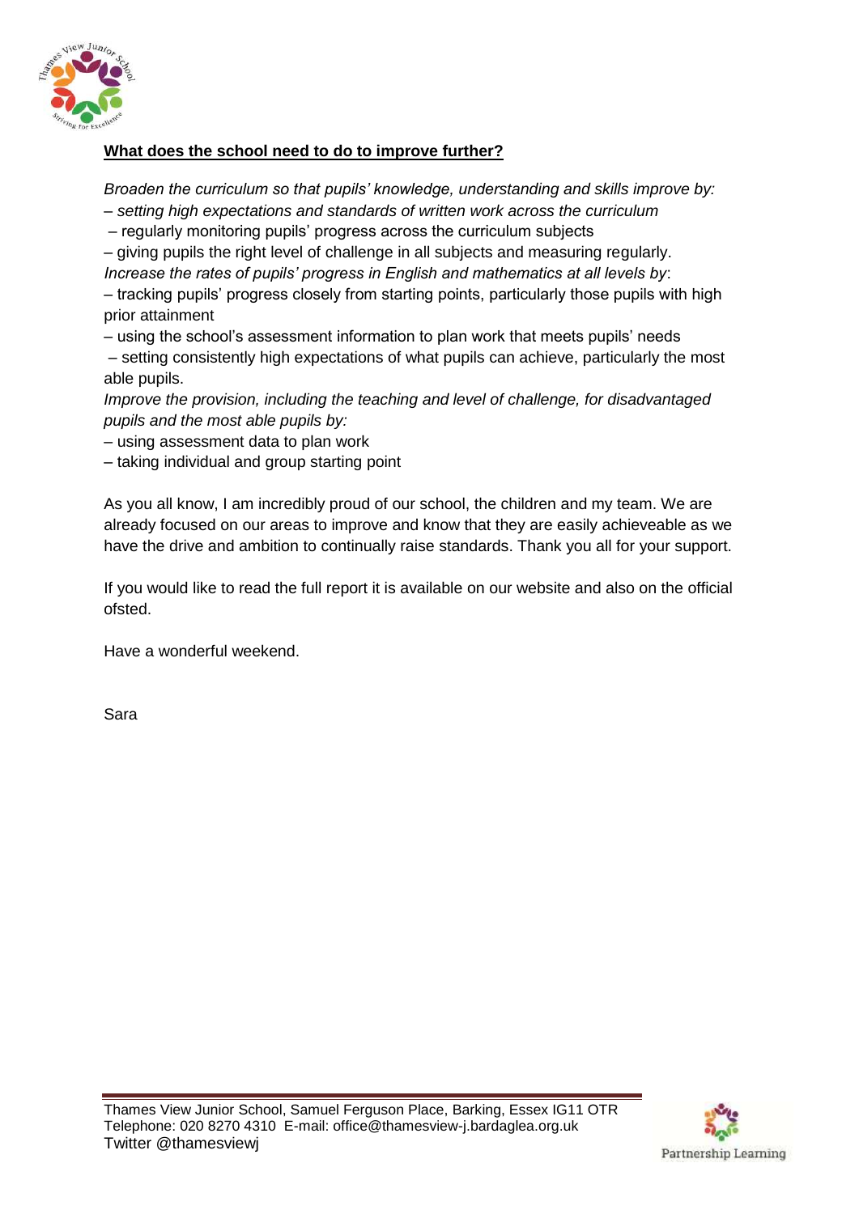**What does the school need to do to improve further?**

*Broaden the curriculum so that pupils' knowledge, understanding and skills improve by:*

*– setting high expectations and standards of written work across the curriculum*

– regularly monitoring pupils' progress across the curriculum subjects

– giving pupils the right level of challenge in all subjects and measuring regularly.

*Increase the rates of pupils' progress in English and mathematics at all levels by*:

– tracking pupils' progress closely from starting points, particularly those pupils with high prior attainment

– using the school's assessment information to plan work that meets pupils' needs

– setting consistently high expectations of what pupils can achieve, particularly the most able pupils.

*Improve the provision, including the teaching and level of challenge, for disadvantaged pupils and the most able pupils by:*

– using assessment data to plan work

– taking individual and group starting point

As you all know, I am incredibly proud of our school, the children and my team. We are already focused on our areas to improve and know that they are easily achieveable as we have the drive and ambition to continually raise standards. Thank you all for your support.

If you would like to read the full report it is available on our website and also on the official ofsted.

Have a wonderful weekend.

Sara

Thames View Junior School, Samuel Ferguson Place, Barking, Essex IG11 OTR
Telephone: 020 8270 4310 E-mail: office@thamesview-j.bardaglea.org.uk
Twitter @thamesviewj